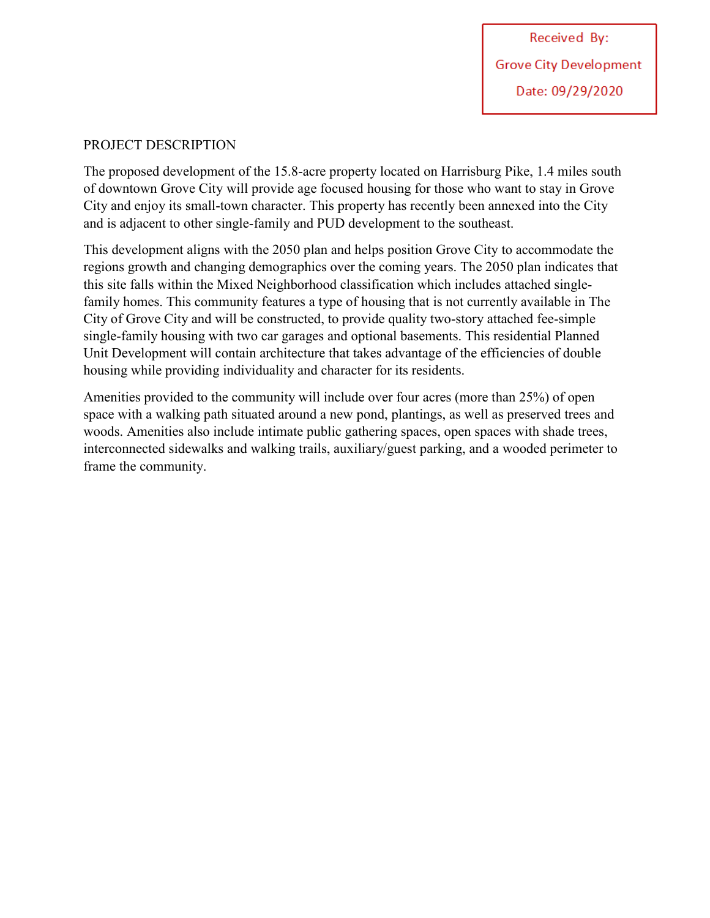Received By:
Grove City Development
Date: 09/29/2020

PROJECT DESCRIPTION

The proposed development of the 15.8-acre property located on Harrisburg Pike, 1.4 miles south of downtown Grove City will provide age focused housing for those who want to stay in Grove City and enjoy its small-town character. This property has recently been annexed into the City and is adjacent to other single-family and PUD development to the southeast.

This development aligns with the 2050 plan and helps position Grove City to accommodate the regions growth and changing demographics over the coming years. The 2050 plan indicates that this site falls within the Mixed Neighborhood classification which includes attached single-family homes. This community features a type of housing that is not currently available in The City of Grove City and will be constructed, to provide quality two-story attached fee-simple single-family housing with two car garages and optional basements. This residential Planned Unit Development will contain architecture that takes advantage of the efficiencies of double housing while providing individuality and character for its residents.

Amenities provided to the community will include over four acres (more than 25%) of open space with a walking path situated around a new pond, plantings, as well as preserved trees and woods. Amenities also include intimate public gathering spaces, open spaces with shade trees, interconnected sidewalks and walking trails, auxiliary/guest parking, and a wooded perimeter to frame the community.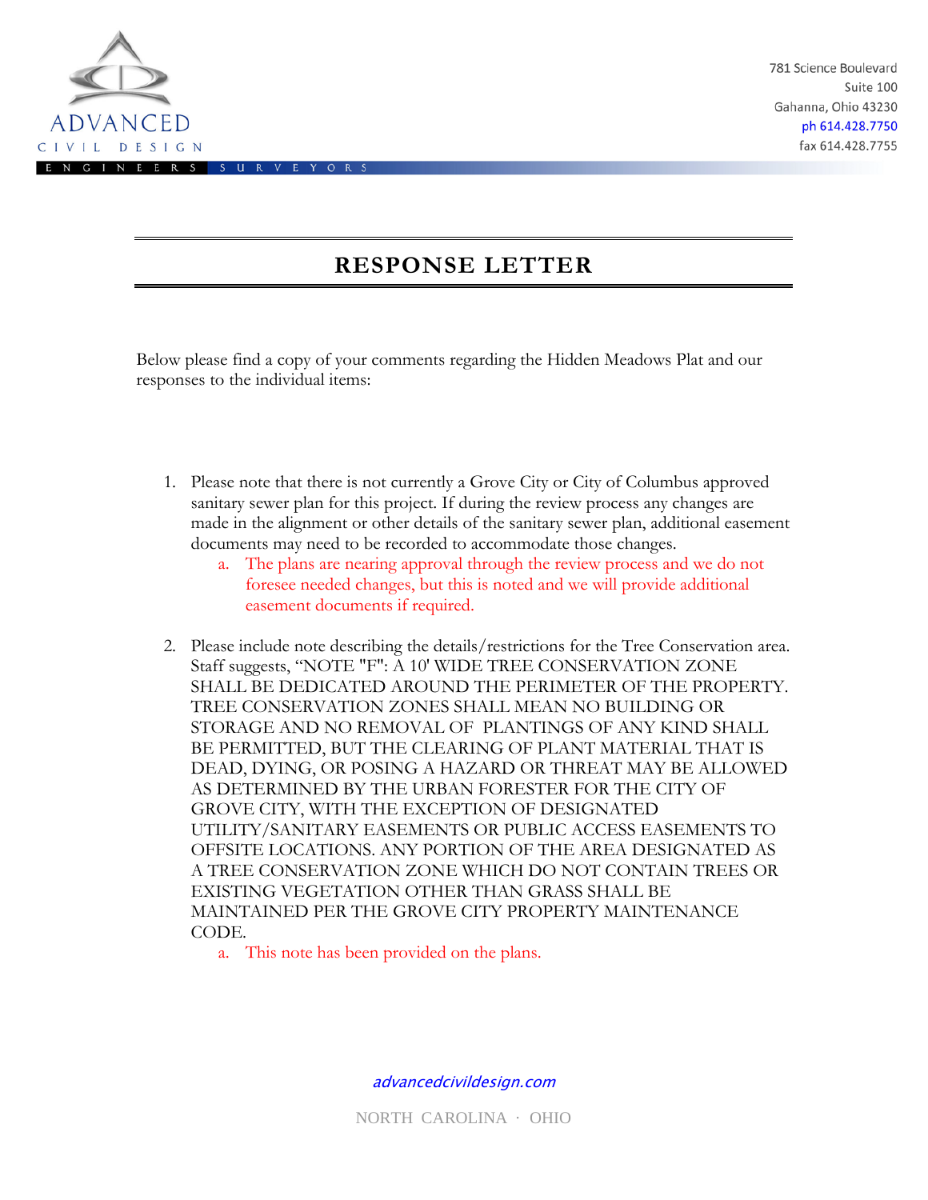# RESPONSE LETTER

Below please find a copy of your comments regarding the Hidden Meadows Plat and our responses to the individual items:

1. Please note that there is not currently a Grove City or City of Columbus approved sanitary sewer plan for this project. If during the review process any changes are made in the alignment or other details of the sanitary sewer plan, additional easement documents may need to be recorded to accommodate those changes.
   a. The plans are nearing approval through the review process and we do not foresee needed changes, but this is noted and we will provide additional easement documents if required.

2. Please include note describing the details/restrictions for the Tree Conservation area. Staff suggests, "NOTE "F": A 10' WIDE TREE CONSERVATION ZONE SHALL BE DEDICATED AROUND THE PERIMETER OF THE PROPERTY. TREE CONSERVATION ZONES SHALL MEAN NO BUILDING OR STORAGE AND NO REMOVAL OF PLANTINGS OF ANY KIND SHALL BE PERMITTED, BUT THE CLEARING OF PLANT MATERIAL THAT IS DEAD, DYING, OR POSING A HAZARD OR THREAT MAY BE ALLOWED AS DETERMINED BY THE URBAN FORESTER FOR THE CITY OF GROVE CITY, WITH THE EXCEPTION OF DESIGNATED UTILITY/SANITARY EASEMENTS OR PUBLIC ACCESS EASEMENTS TO OFFSITE LOCATIONS. ANY PORTION OF THE AREA DESIGNATED AS A TREE CONSERVATION ZONE WHICH DO NOT CONTAIN TREES OR EXISTING VEGETATION OTHER THAN GRASS SHALL BE MAINTAINED PER THE GROVE CITY PROPERTY MAINTENANCE CODE.
   a. This note has been provided on the plans.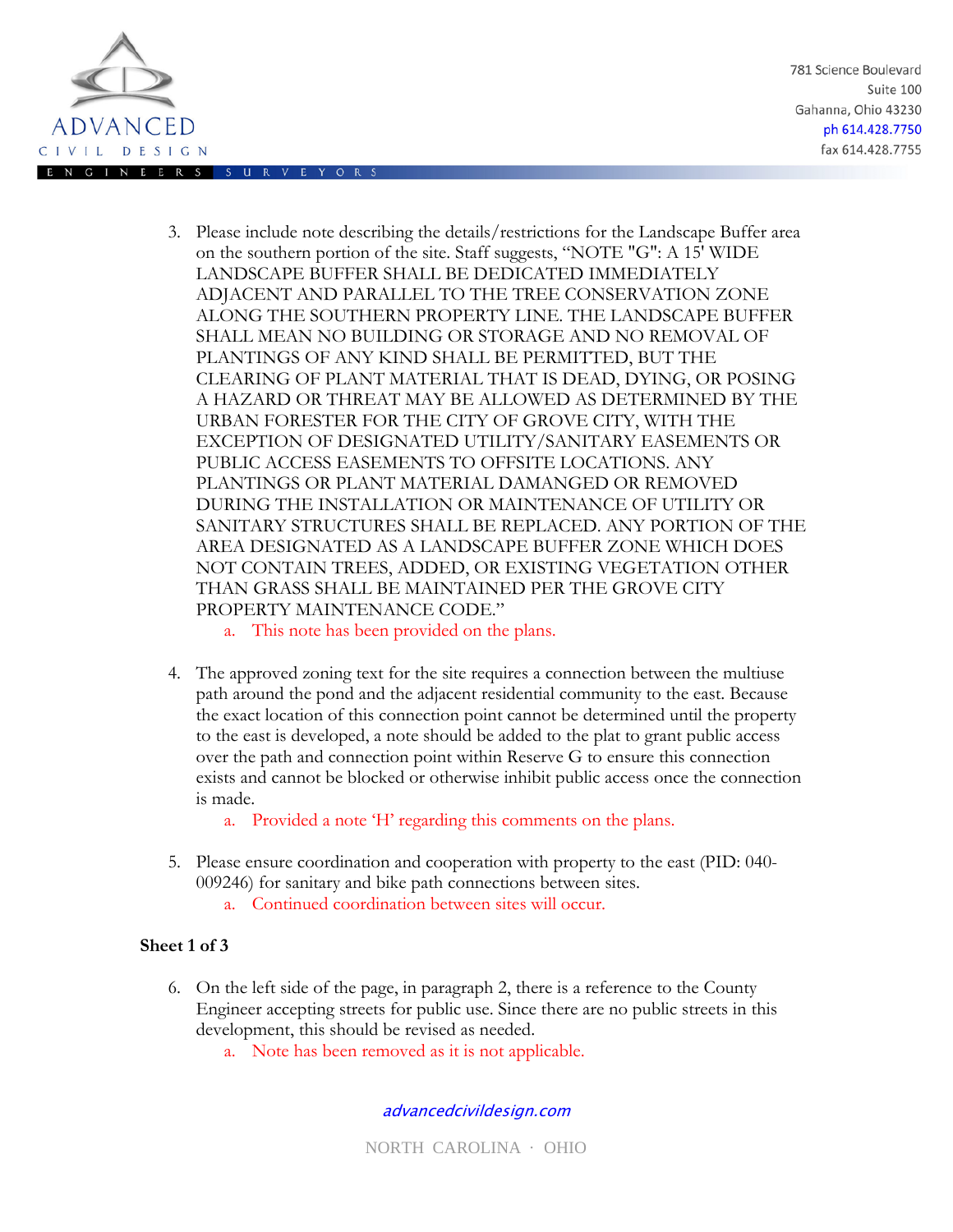3. Please include note describing the details/restrictions for the Landscape Buffer area on the southern portion of the site. Staff suggests, "NOTE "G": A 15' WIDE LANDSCAPE BUFFER SHALL BE DEDICATED IMMEDIATELY ADJACENT AND PARALLEL TO THE TREE CONSERVATION ZONE ALONG THE SOUTHERN PROPERTY LINE. THE LANDSCAPE BUFFER SHALL MEAN NO BUILDING OR STORAGE AND NO REMOVAL OF PLANTINGS OF ANY KIND SHALL BE PERMITTED, BUT THE CLEARING OF PLANT MATERIAL THAT IS DEAD, DYING, OR POSING A HAZARD OR THREAT MAY BE ALLOWED AS DETERMINED BY THE URBAN FORESTER FOR THE CITY OF GROVE CITY, WITH THE EXCEPTION OF DESIGNATED UTILITY/SANITARY EASEMENTS OR PUBLIC ACCESS EASEMENTS TO OFFSITE LOCATIONS. ANY PLANTINGS OR PLANT MATERIAL DAMANGED OR REMOVED DURING THE INSTALLATION OR MAINTENANCE OF UTILITY OR SANITARY STRUCTURES SHALL BE REPLACED. ANY PORTION OF THE AREA DESIGNATED AS A LANDSCAPE BUFFER ZONE WHICH DOES NOT CONTAIN TREES, ADDED, OR EXISTING VEGETATION OTHER THAN GRASS SHALL BE MAINTAINED PER THE GROVE CITY PROPERTY MAINTENANCE CODE."
   a. This note has been provided on the plans.

4. The approved zoning text for the site requires a connection between the multiuse path around the pond and the adjacent residential community to the east. Because the exact location of this connection point cannot be determined until the property to the east is developed, a note should be added to the plat to grant public access over the path and connection point within Reserve G to ensure this connection exists and cannot be blocked or otherwise inhibit public access once the connection is made.
   a. Provided a note 'H' regarding this comments on the plans.

5. Please ensure coordination and cooperation with property to the east (PID: 040-009246) for sanitary and bike path connections between sites.
   a. Continued coordination between sites will occur.

**Sheet 1 of 3**

6. On the left side of the page, in paragraph 2, there is a reference to the County Engineer accepting streets for public use. Since there are no public streets in this development, this should be revised as needed.
   a. Note has been removed as it is not applicable.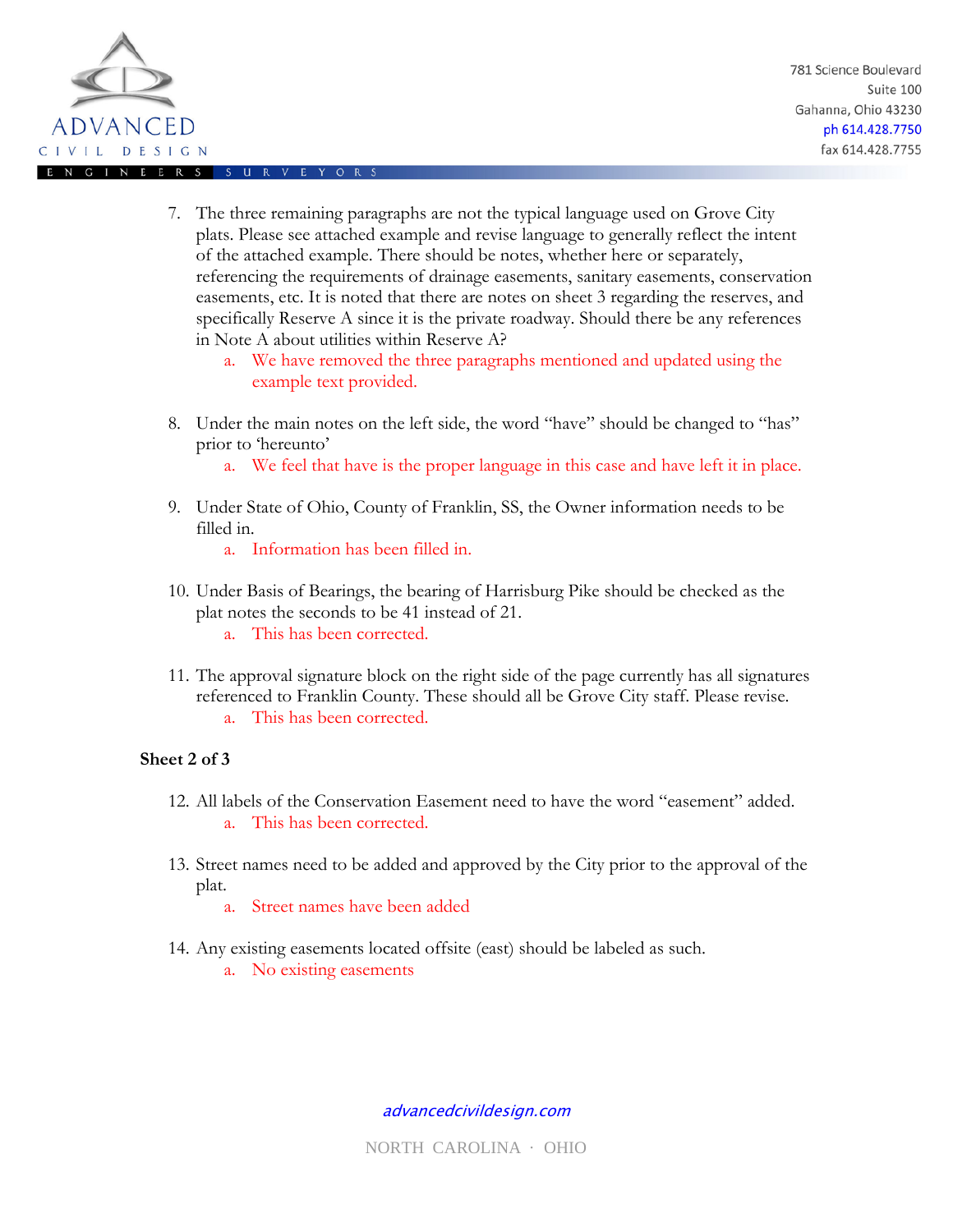7. The three remaining paragraphs are not the typical language used on Grove City plats. Please see attached example and revise language to generally reflect the intent of the attached example. There should be notes, whether here or separately, referencing the requirements of drainage easements, sanitary easements, conservation easements, etc. It is noted that there are notes on sheet 3 regarding the reserves, and specifically Reserve A since it is the private roadway. Should there be any references in Note A about utilities within Reserve A?
   a. We have removed the three paragraphs mentioned and updated using the example text provided.

8. Under the main notes on the left side, the word "have" should be changed to "has" prior to 'hereunto'
   a. We feel that have is the proper language in this case and have left it in place.

9. Under State of Ohio, County of Franklin, SS, the Owner information needs to be filled in.
   a. Information has been filled in.

10. Under Basis of Bearings, the bearing of Harrisburg Pike should be checked as the plat notes the seconds to be 41 instead of 21.
    a. This has been corrected.

11. The approval signature block on the right side of the page currently has all signatures referenced to Franklin County. These should all be Grove City staff. Please revise.
    a. This has been corrected.

**Sheet 2 of 3**

12. All labels of the Conservation Easement need to have the word "easement" added.
    a. This has been corrected.

13. Street names need to be added and approved by the City prior to the approval of the plat.
    a. Street names have been added

14. Any existing easements located offsite (east) should be labeled as such.
    a. No existing easements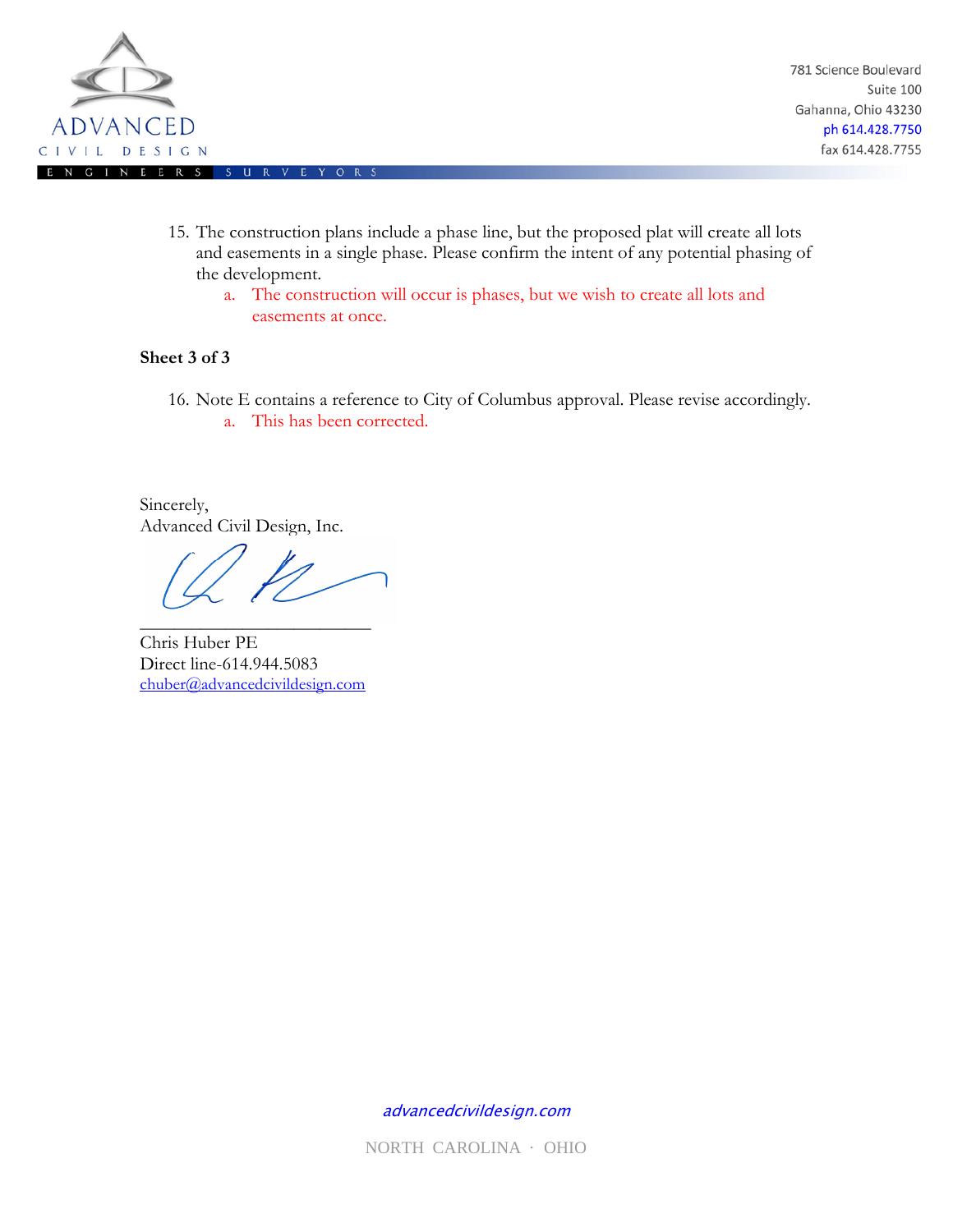15. The construction plans include a phase line, but the proposed plat will create all lots and easements in a single phase. Please confirm the intent of any potential phasing of the development.
    a. The construction will occur is phases, but we wish to create all lots and easements at once.

**Sheet 3 of 3**

16. Note E contains a reference to City of Columbus approval. Please revise accordingly.
    a. This has been corrected.

Sincerely,
Advanced Civil Design, Inc.

\_\_\_\_\_\_\_\_\_\_\_\_\_\_\_\_\_\_\_\_\_\_\_\_\_\_

Chris Huber PE
Direct line-614.944.5083
chuber@advancedcivildesign.com